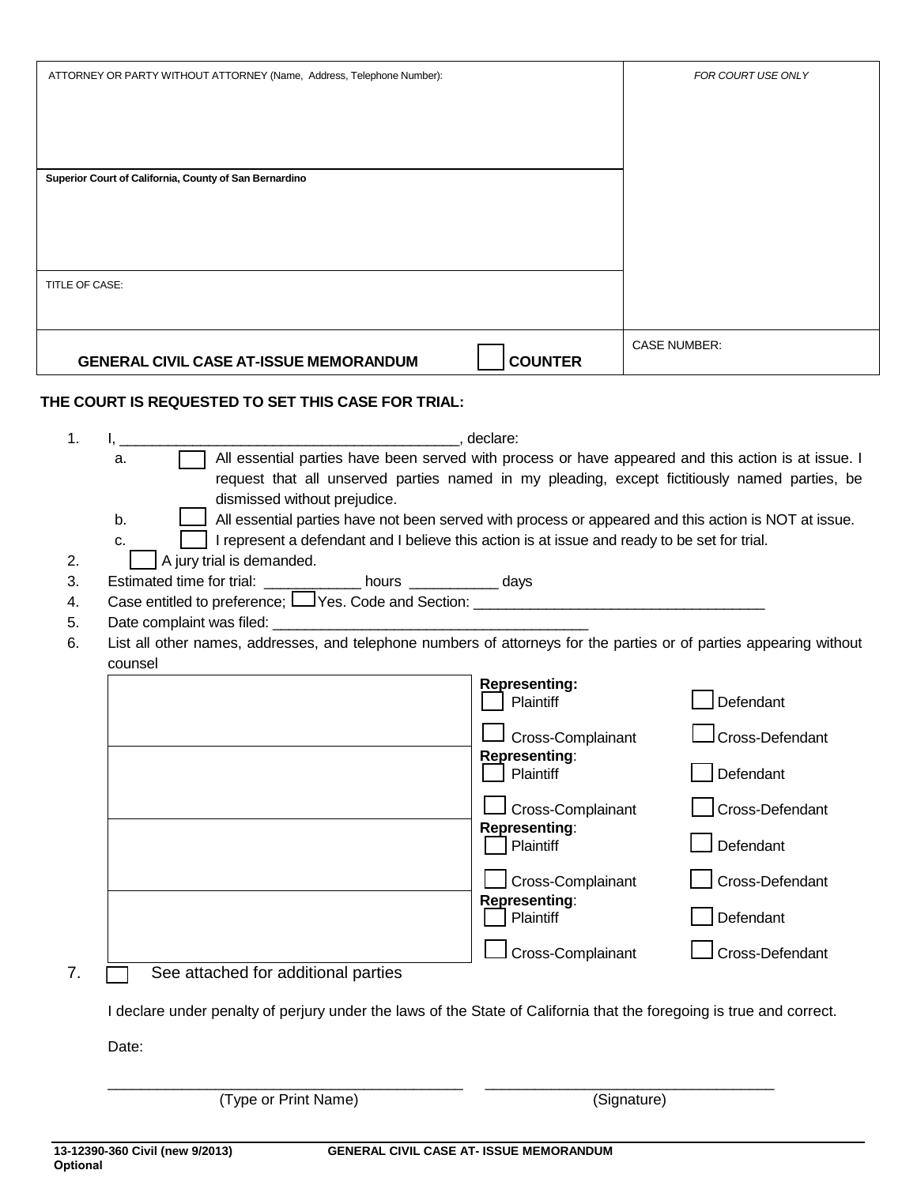| ATTORNEY OR PARTY WITHOUT ATTORNEY (Name, Address, Telephone Number): | *FOR COURT USE ONLY* |
|---|---|
| **Superior Court of California, County of San Bernardino** | |
| TITLE OF CASE: | |
| **GENERAL CIVIL CASE AT-ISSUE MEMORANDUM** ☐ **COUNTER** | CASE NUMBER: |

**THE COURT IS REQUESTED TO SET THIS CASE FOR TRIAL:**

1. I, ________________________________________, declare:
   - a. ☐ All essential parties have been served with process or have appeared and this action is at issue. I request that all unserved parties named in my pleading, except fictitiously named parties, be dismissed without prejudice.
   - b. ☐ All essential parties have not been served with process or appeared and this action is NOT at issue.
   - c. ☐ I represent a defendant and I believe this action is at issue and ready to be set for trial.
2. ☐ A jury trial is demanded.
3. Estimated time for trial: ____________ hours ___________ days
4. Case entitled to preference; ☐ Yes. Code and Section: ____________________________________
5. Date complaint was filed: ________________________________________
6. List all other names, addresses, and telephone numbers of attorneys for the parties or of parties appearing without counsel

| | **Representing:** | |
|---|---|---|
| | ☐ Plaintiff | ☐ Defendant |
| | ☐ Cross-Complainant | ☐ Cross-Defendant |
| | **Representing**: | |
| | ☐ Plaintiff | ☐ Defendant |
| | ☐ Cross-Complainant | ☐ Cross-Defendant |
| | **Representing**: | |
| | ☐ Plaintiff | ☐ Defendant |
| | ☐ Cross-Complainant | ☐ Cross-Defendant |
| | **Representing**: | |
| | ☐ Plaintiff | ☐ Defendant |
| | ☐ Cross-Complainant | ☐ Cross-Defendant |

7. ☐ See attached for additional parties

I declare under penalty of perjury under the laws of the State of California that the foregoing is true and correct.

Date:

_____________________________________________ ____________________________________

(Type or Print Name) (Signature)

**13-12390-360 Civil (new 9/2013)** **GENERAL CIVIL CASE AT- ISSUE MEMORANDUM**
**Optional**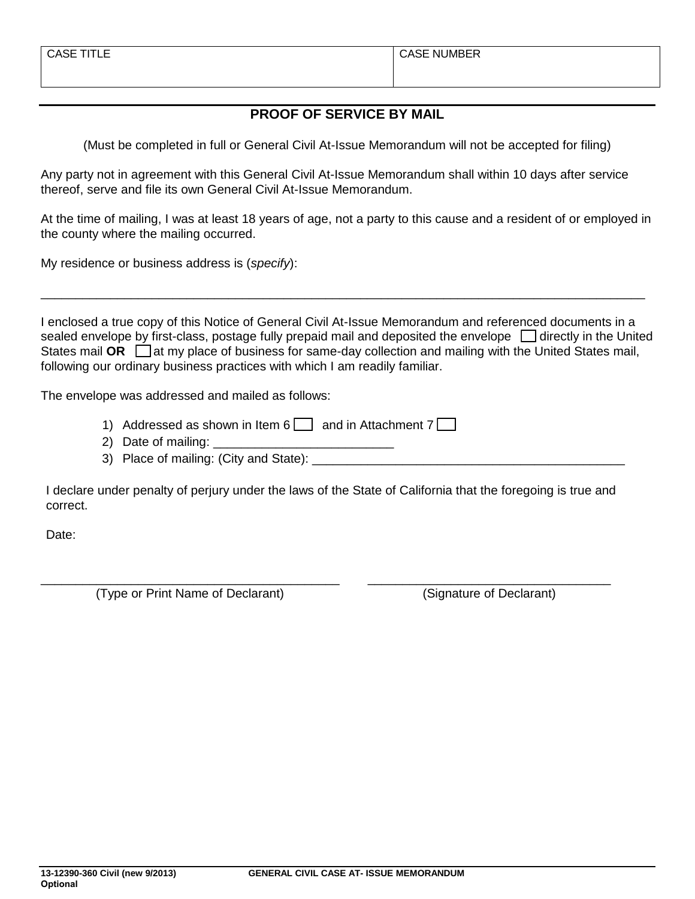| CASE TITLE | CASE NUMBER |
|---|---|
| | |

## PROOF OF SERVICE BY MAIL

(Must be completed in full or General Civil At-Issue Memorandum will not be accepted for filing)

Any party not in agreement with this General Civil At-Issue Memorandum shall within 10 days after service thereof, serve and file its own General Civil At-Issue Memorandum.

At the time of mailing, I was at least 18 years of age, not a party to this cause and a resident of or employed in the county where the mailing occurred.

My residence or business address is (*specify*):

_______________________________________________________________________________

I enclosed a true copy of this Notice of General Civil At-Issue Memorandum and referenced documents in a sealed envelope by first-class, postage fully prepaid mail and deposited the envelope ☐ directly in the United States mail **OR** ☐ at my place of business for same-day collection and mailing with the United States mail, following our ordinary business practices with which I am readily familiar.

The envelope was addressed and mailed as follows:

1) Addressed as shown in Item 6 ☐ and in Attachment 7 ☐
2) Date of mailing: __________________________
3) Place of mailing: (City and State): ______________________________________________

I declare under penalty of perjury under the laws of the State of California that the foregoing is true and correct.

Date:

___________________________________________ ___________________________________
(Type or Print Name of Declarant) (Signature of Declarant)

13-12390-360 Civil (new 9/2013)
Optional

GENERAL CIVIL CASE AT- ISSUE MEMORANDUM